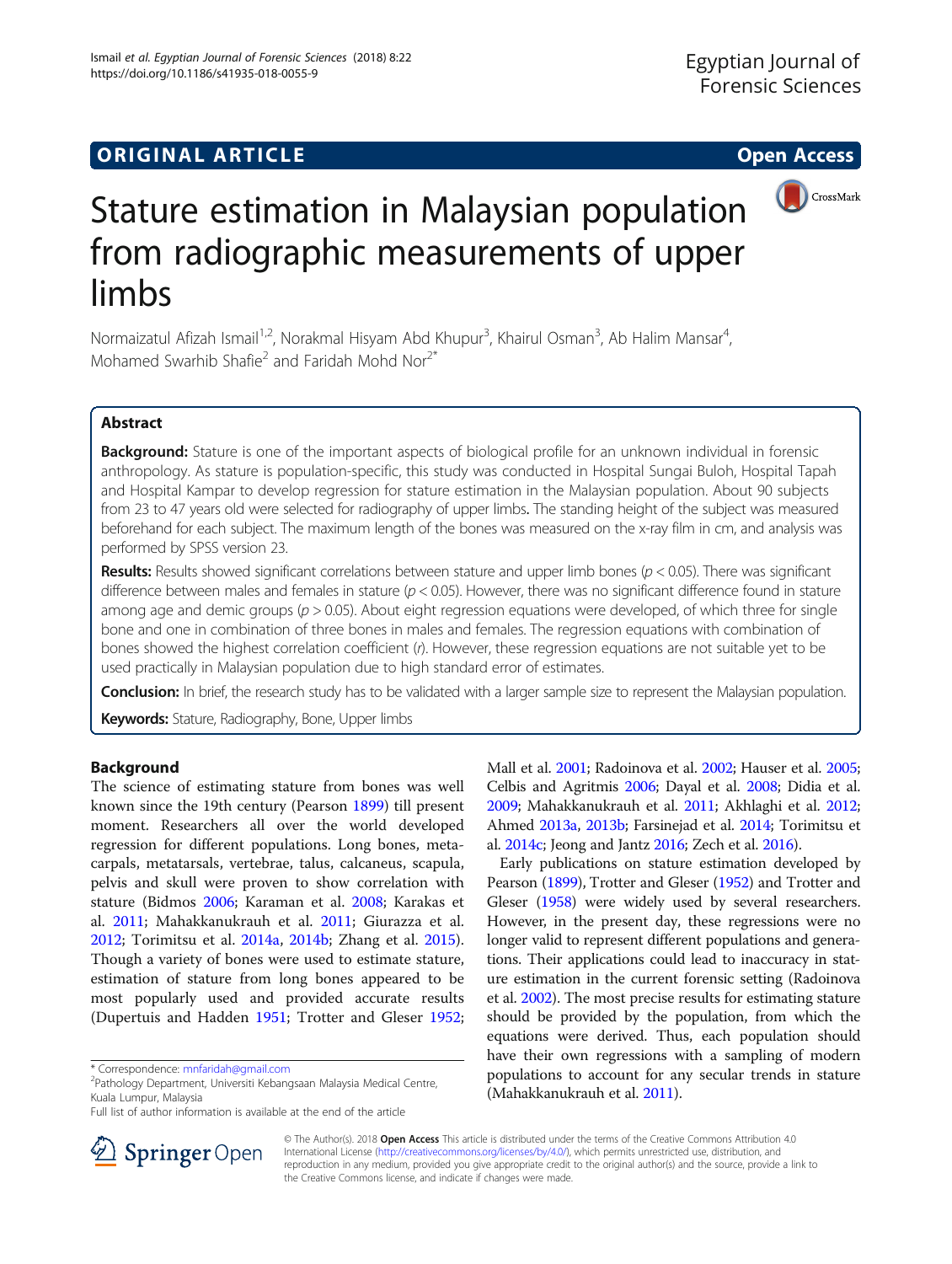ORIGINAL ARTICLE

Open Access

# Stature estimation in Malaysian population from radiographic measurements of upper limbs

Normaizatul Afizah Ismail[1,2], Norakmal Hisyam Abd Khupur[3], Khairul Osman[3], Ab Halim Mansar[4], Mohamed Swarhib Shafie[2] and Faridah Mohd Nor[2*]

## Abstract

**Background:** Stature is one of the important aspects of biological profile for an unknown individual in forensic anthropology. As stature is population-specific, this study was conducted in Hospital Sungai Buloh, Hospital Tapah and Hospital Kampar to develop regression for stature estimation in the Malaysian population. About 90 subjects from 23 to 47 years old were selected for radiography of upper limbs. The standing height of the subject was measured beforehand for each subject. The maximum length of the bones was measured on the x-ray film in cm, and analysis was performed by SPSS version 23.

**Results:** Results showed significant correlations between stature and upper limb bones ($p < 0.05$). There was significant difference between males and females in stature ($p < 0.05$). However, there was no significant difference found in stature among age and demic groups ($p > 0.05$). About eight regression equations were developed, of which three for single bone and one in combination of three bones in males and females. The regression equations with combination of bones showed the highest correlation coefficient ($r$). However, these regression equations are not suitable yet to be used practically in Malaysian population due to high standard error of estimates.

**Conclusion:** In brief, the research study has to be validated with a larger sample size to represent the Malaysian population.

**Keywords:** Stature, Radiography, Bone, Upper limbs

## Background

The science of estimating stature from bones was well known since the 19th century (Pearson 1899) till present moment. Researchers all over the world developed regression for different populations. Long bones, metacarpals, metatarsals, vertebrae, talus, calcaneus, scapula, pelvis and skull were proven to show correlation with stature (Bidmos 2006; Karaman et al. 2008; Karakas et al. 2011; Mahakkanukrauh et al. 2011; Giurazza et al. 2012; Torimitsu et al. 2014a, 2014b; Zhang et al. 2015). Though a variety of bones were used to estimate stature, estimation of stature from long bones appeared to be most popularly used and provided accurate results (Dupertuis and Hadden 1951; Trotter and Gleser 1952; Mall et al. 2001; Radoinova et al. 2002; Hauser et al. 2005; Celbis and Agritmis 2006; Dayal et al. 2008; Didia et al. 2009; Mahakkanukrauh et al. 2011; Akhlaghi et al. 2012; Ahmed 2013a, 2013b; Farsinejad et al. 2014; Torimitsu et al. 2014c; Jeong and Jantz 2016; Zech et al. 2016).

Early publications on stature estimation developed by Pearson (1899), Trotter and Gleser (1952) and Trotter and Gleser (1958) were widely used by several researchers. However, in the present day, these regressions were no longer valid to represent different populations and generations. Their applications could lead to inaccuracy in stature estimation in the current forensic setting (Radoinova et al. 2002). The most precise results for estimating stature should be provided by the population, from which the equations were derived. Thus, each population should have their own regressions with a sampling of modern populations to account for any secular trends in stature (Mahakkanukrauh et al. 2011).

* Correspondence: mnfaridah@gmail.com
[2]Pathology Department, Universiti Kebangsaan Malaysia Medical Centre, Kuala Lumpur, Malaysia
Full list of author information is available at the end of the article

© The Author(s). 2018 **Open Access** This article is distributed under the terms of the Creative Commons Attribution 4.0 International License (http://creativecommons.org/licenses/by/4.0/), which permits unrestricted use, distribution, and reproduction in any medium, provided you give appropriate credit to the original author(s) and the source, provide a link to the Creative Commons license, and indicate if changes were made.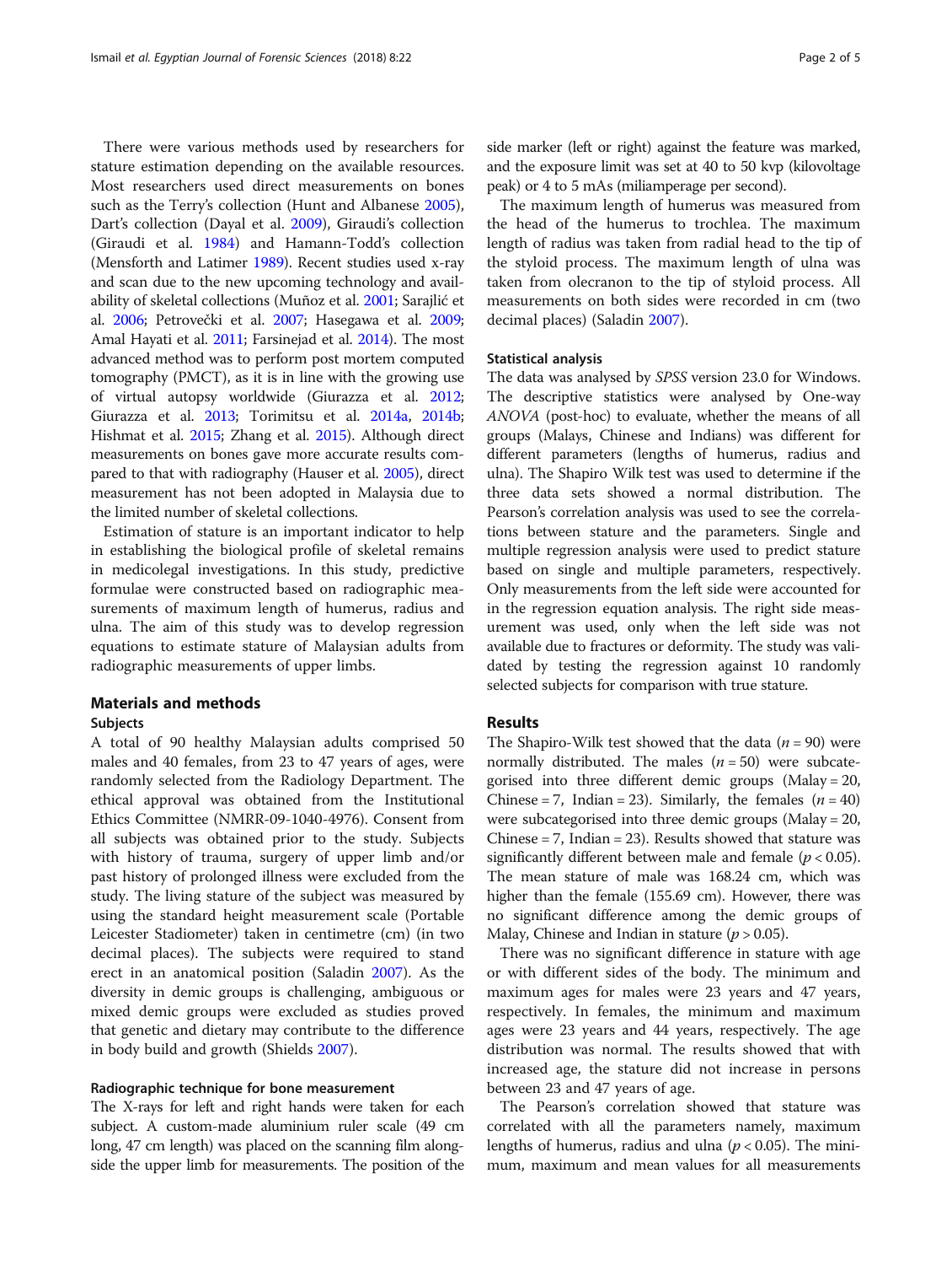There were various methods used by researchers for stature estimation depending on the available resources. Most researchers used direct measurements on bones such as the Terry's collection (Hunt and Albanese 2005), Dart's collection (Dayal et al. 2009), Giraudi's collection (Giraudi et al. 1984) and Hamann-Todd's collection (Mensforth and Latimer 1989). Recent studies used x-ray and scan due to the new upcoming technology and availability of skeletal collections (Muñoz et al. 2001; Sarajlić et al. 2006; Petrovečki et al. 2007; Hasegawa et al. 2009; Amal Hayati et al. 2011; Farsinejad et al. 2014). The most advanced method was to perform post mortem computed tomography (PMCT), as it is in line with the growing use of virtual autopsy worldwide (Giurazza et al. 2012; Giurazza et al. 2013; Torimitsu et al. 2014a, 2014b; Hishmat et al. 2015; Zhang et al. 2015). Although direct measurements on bones gave more accurate results compared to that with radiography (Hauser et al. 2005), direct measurement has not been adopted in Malaysia due to the limited number of skeletal collections.

Estimation of stature is an important indicator to help in establishing the biological profile of skeletal remains in medicolegal investigations. In this study, predictive formulae were constructed based on radiographic measurements of maximum length of humerus, radius and ulna. The aim of this study was to develop regression equations to estimate stature of Malaysian adults from radiographic measurements of upper limbs.

## Materials and methods

### Subjects

A total of 90 healthy Malaysian adults comprised 50 males and 40 females, from 23 to 47 years of ages, were randomly selected from the Radiology Department. The ethical approval was obtained from the Institutional Ethics Committee (NMRR-09-1040-4976). Consent from all subjects was obtained prior to the study. Subjects with history of trauma, surgery of upper limb and/or past history of prolonged illness were excluded from the study. The living stature of the subject was measured by using the standard height measurement scale (Portable Leicester Stadiometer) taken in centimetre (cm) (in two decimal places). The subjects were required to stand erect in an anatomical position (Saladin 2007). As the diversity in demic groups is challenging, ambiguous or mixed demic groups were excluded as studies proved that genetic and dietary may contribute to the difference in body build and growth (Shields 2007).

### Radiographic technique for bone measurement

The X-rays for left and right hands were taken for each subject. A custom-made aluminium ruler scale (49 cm long, 47 cm length) was placed on the scanning film alongside the upper limb for measurements. The position of the side marker (left or right) against the feature was marked, and the exposure limit was set at 40 to 50 kvp (kilovoltage peak) or 4 to 5 mAs (miliamperage per second).

The maximum length of humerus was measured from the head of the humerus to trochlea. The maximum length of radius was taken from radial head to the tip of the styloid process. The maximum length of ulna was taken from olecranon to the tip of styloid process. All measurements on both sides were recorded in cm (two decimal places) (Saladin 2007).

### Statistical analysis

The data was analysed by *SPSS* version 23.0 for Windows. The descriptive statistics were analysed by One-way *ANOVA* (post-hoc) to evaluate, whether the means of all groups (Malays, Chinese and Indians) was different for different parameters (lengths of humerus, radius and ulna). The Shapiro Wilk test was used to determine if the three data sets showed a normal distribution. The Pearson's correlation analysis was used to see the correlations between stature and the parameters. Single and multiple regression analysis were used to predict stature based on single and multiple parameters, respectively. Only measurements from the left side were accounted for in the regression equation analysis. The right side measurement was used, only when the left side was not available due to fractures or deformity. The study was validated by testing the regression against 10 randomly selected subjects for comparison with true stature.

## Results

The Shapiro-Wilk test showed that the data ($n = 90$) were normally distributed. The males ($n = 50$) were subcategorised into three different demic groups (Malay = 20, Chinese = 7, Indian = 23). Similarly, the females ($n = 40$) were subcategorised into three demic groups (Malay = 20, Chinese = 7, Indian = 23). Results showed that stature was significantly different between male and female ($p < 0.05$). The mean stature of male was 168.24 cm, which was higher than the female (155.69 cm). However, there was no significant difference among the demic groups of Malay, Chinese and Indian in stature ($p > 0.05$).

There was no significant difference in stature with age or with different sides of the body. The minimum and maximum ages for males were 23 years and 47 years, respectively. In females, the minimum and maximum ages were 23 years and 44 years, respectively. The age distribution was normal. The results showed that with increased age, the stature did not increase in persons between 23 and 47 years of age.

The Pearson's correlation showed that stature was correlated with all the parameters namely, maximum lengths of humerus, radius and ulna ($p < 0.05$). The minimum, maximum and mean values for all measurements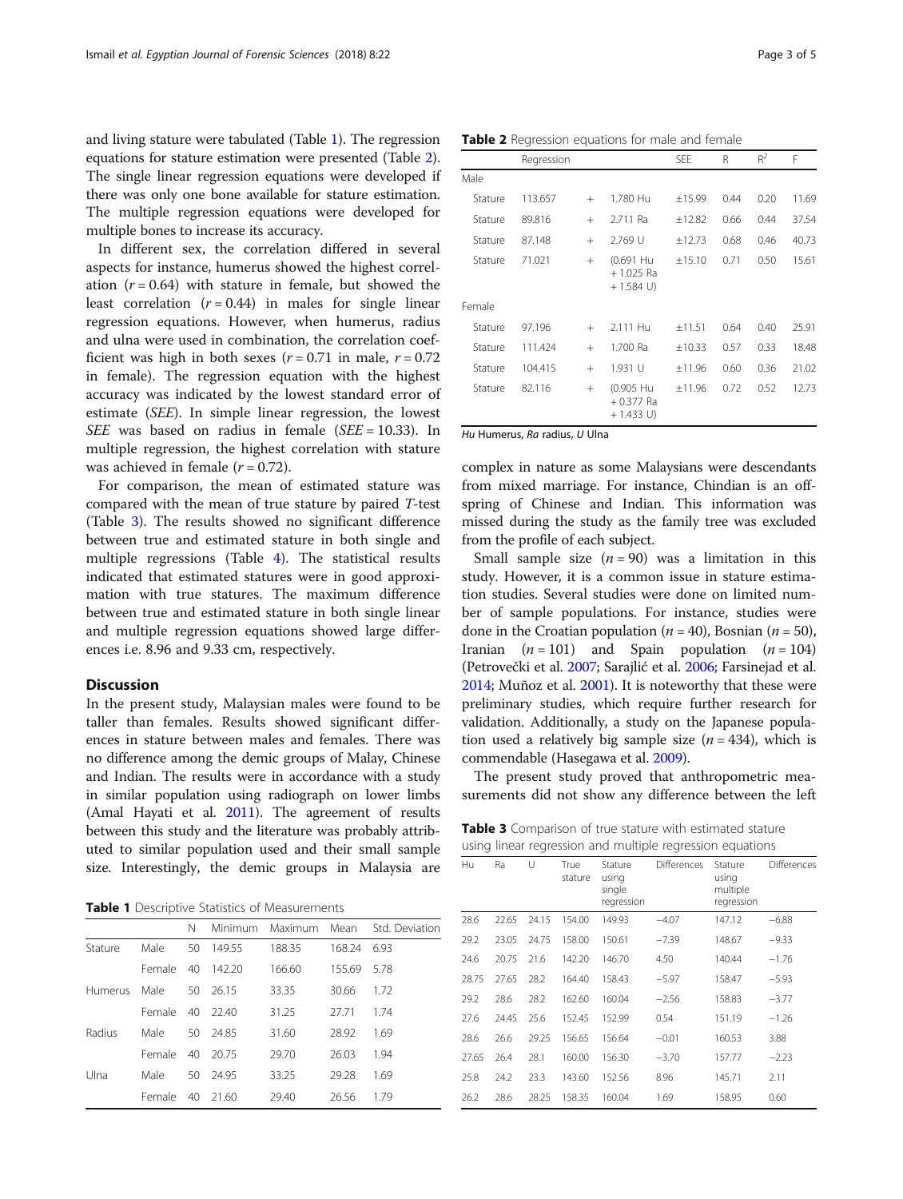and living stature were tabulated (Table 1). The regression equations for stature estimation were presented (Table 2). The single linear regression equations were developed if there was only one bone available for stature estimation. The multiple regression equations were developed for multiple bones to increase its accuracy.

In different sex, the correlation differed in several aspects for instance, humerus showed the highest correlation ($r = 0.64$) with stature in female, but showed the least correlation ($r = 0.44$) in males for single linear regression equations. However, when humerus, radius and ulna were used in combination, the correlation coefficient was high in both sexes ($r = 0.71$ in male, $r = 0.72$ in female). The regression equation with the highest accuracy was indicated by the lowest standard error of estimate (*SEE*). In simple linear regression, the lowest *SEE* was based on radius in female (*SEE* = 10.33). In multiple regression, the highest correlation with stature was achieved in female ($r = 0.72$).

For comparison, the mean of estimated stature was compared with the mean of true stature by paired *T*-test (Table 3). The results showed no significant difference between true and estimated stature in both single and multiple regressions (Table 4). The statistical results indicated that estimated statures were in good approximation with true statures. The maximum difference between true and estimated stature in both single linear and multiple regression equations showed large differences i.e. 8.96 and 9.33 cm, respectively.

## Discussion

In the present study, Malaysian males were found to be taller than females. Results showed significant differences in stature between males and females. There was no difference among the demic groups of Malay, Chinese and Indian. The results were in accordance with a study in similar population using radiograph on lower limbs (Amal Hayati et al. 2011). The agreement of results between this study and the literature was probably attributed to similar population used and their small sample size. Interestingly, the demic groups in Malaysia are complex in nature as some Malaysians were descendants from mixed marriage. For instance, Chindian is an offspring of Chinese and Indian. This information was missed during the study as the family tree was excluded from the profile of each subject.

Small sample size ($n = 90$) was a limitation in this study. However, it is a common issue in stature estimation studies. Several studies were done on limited number of sample populations. For instance, studies were done in the Croatian population ($n = 40$), Bosnian ($n = 50$), Iranian ($n = 101$) and Spain population ($n = 104$) (Petrovečki et al. 2007; Sarajlić et al. 2006; Farsinejad et al. 2014; Muñoz et al. 2001). It is noteworthy that these were preliminary studies, which require further research for validation. Additionally, a study on the Japanese population used a relatively big sample size ($n = 434$), which is commendable (Hasegawa et al. 2009).

The present study proved that anthropometric measurements did not show any difference between the left

**Table 1** Descriptive Statistics of Measurements

| | | N | Minimum | Maximum | Mean | Std. Deviation |
|---|---|---|---|---|---|---|
| Stature | Male | 50 | 149.55 | 188.35 | 168.24 | 6.93 |
| | Female | 40 | 142.20 | 166.60 | 155.69 | 5.78 |
| Humerus | Male | 50 | 26.15 | 33.35 | 30.66 | 1.72 |
| | Female | 40 | 22.40 | 31.25 | 27.71 | 1.74 |
| Radius | Male | 50 | 24.85 | 31.60 | 28.92 | 1.69 |
| | Female | 40 | 20.75 | 29.70 | 26.03 | 1.94 |
| Ulna | Male | 50 | 24.95 | 33.25 | 29.28 | 1.69 |
| | Female | 40 | 21.60 | 29.40 | 26.56 | 1.79 |

**Table 2** Regression equations for male and female

| | Regression | | | SEE | R | $R^2$ | F |
|---|---|---|---|---|---|---|---|
| Male | | | | | | | |
| Stature | 113.657 | + | 1.780 Hu | ±15.99 | 0.44 | 0.20 | 11.69 |
| Stature | 89.816 | + | 2.711 Ra | ±12.82 | 0.66 | 0.44 | 37.54 |
| Stature | 87.148 | + | 2.769 U | ±12.73 | 0.68 | 0.46 | 40.73 |
| Stature | 71.021 | + | (0.691 Hu + 1.025 Ra + 1.584 U) | ±15.10 | 0.71 | 0.50 | 15.61 |
| Female | | | | | | | |
| Stature | 97.196 | + | 2.111 Hu | ±11.51 | 0.64 | 0.40 | 25.91 |
| Stature | 111.424 | + | 1.700 Ra | ±10.33 | 0.57 | 0.33 | 18.48 |
| Stature | 104.415 | + | 1.931 U | ±11.96 | 0.60 | 0.36 | 21.02 |
| Stature | 82.116 | + | (0.905 Hu + 0.377 Ra + 1.433 U) | ±11.96 | 0.72 | 0.52 | 12.73 |

*Hu* Humerus, *Ra* radius, *U* Ulna

**Table 3** Comparison of true stature with estimated stature using linear regression and multiple regression equations

| Hu | Ra | U | True stature | Stature using single regression | Differences | Stature using multiple regression | Differences |
|---|---|---|---|---|---|---|---|
| 28.6 | 22.65 | 24.15 | 154.00 | 149.93 | −4.07 | 147.12 | −6.88 |
| 29.2 | 23.05 | 24.75 | 158.00 | 150.61 | −7.39 | 148.67 | −9.33 |
| 24.6 | 20.75 | 21.6 | 142.20 | 146.70 | 4.50 | 140.44 | −1.76 |
| 28.75 | 27.65 | 28.2 | 164.40 | 158.43 | −5.97 | 158.47 | −5.93 |
| 29.2 | 28.6 | 28.2 | 162.60 | 160.04 | −2.56 | 158.83 | −3.77 |
| 27.6 | 24.45 | 25.6 | 152.45 | 152.99 | 0.54 | 151.19 | −1.26 |
| 28.6 | 26.6 | 29.25 | 156.65 | 156.64 | −0.01 | 160.53 | 3.88 |
| 27.65 | 26.4 | 28.1 | 160.00 | 156.30 | −3.70 | 157.77 | −2.23 |
| 25.8 | 24.2 | 23.3 | 143.60 | 152.56 | 8.96 | 145.71 | 2.11 |
| 26.2 | 28.6 | 28.25 | 158.35 | 160.04 | 1.69 | 158.95 | 0.60 |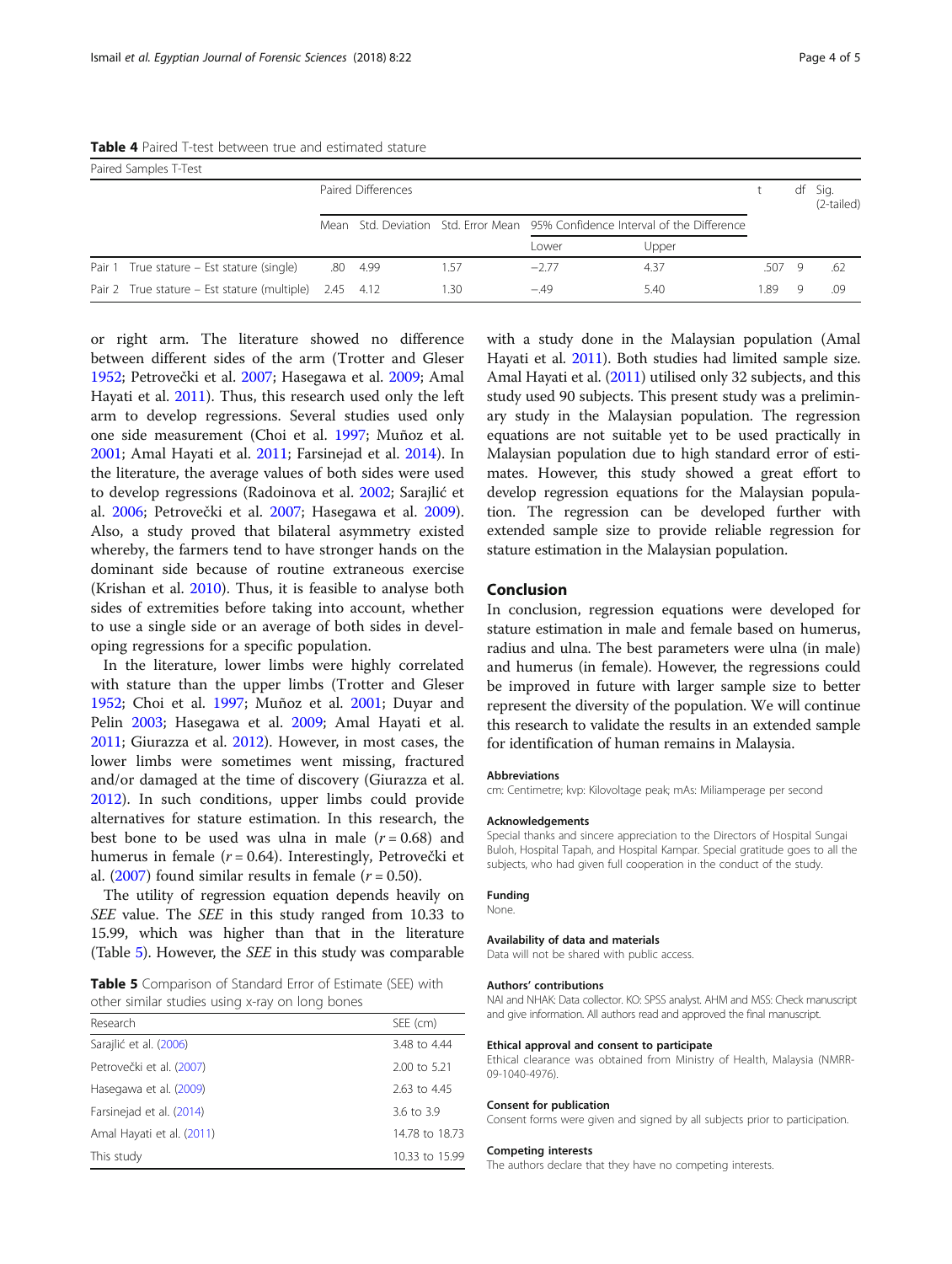**Table 4** Paired T-test between true and estimated stature

| Paired Samples T-Test | | Paired Differences | | | | | t | df | Sig. (2-tailed) |
|---|---|---|---|---|---|---|---|---|---|
| | | Mean | Std. Deviation | Std. Error Mean | 95% Confidence Interval of the Difference | | | | |
| | | | | | Lower | Upper | | | |
| Pair 1 | True stature – Est stature (single) | .80 | 4.99 | 1.57 | −2.77 | 4.37 | .507 | 9 | .62 |
| Pair 2 | True stature – Est stature (multiple) | 2.45 | 4.12 | 1.30 | −.49 | 5.40 | 1.89 | 9 | .09 |

or right arm. The literature showed no difference between different sides of the arm (Trotter and Gleser 1952; Petrovečki et al. 2007; Hasegawa et al. 2009; Amal Hayati et al. 2011). Thus, this research used only the left arm to develop regressions. Several studies used only one side measurement (Choi et al. 1997; Muñoz et al. 2001; Amal Hayati et al. 2011; Farsinejad et al. 2014). In the literature, the average values of both sides were used to develop regressions (Radoinova et al. 2002; Sarajlić et al. 2006; Petrovečki et al. 2007; Hasegawa et al. 2009). Also, a study proved that bilateral asymmetry existed whereby, the farmers tend to have stronger hands on the dominant side because of routine extraneous exercise (Krishan et al. 2010). Thus, it is feasible to analyse both sides of extremities before taking into account, whether to use a single side or an average of both sides in developing regressions for a specific population.

In the literature, lower limbs were highly correlated with stature than the upper limbs (Trotter and Gleser 1952; Choi et al. 1997; Muñoz et al. 2001; Duyar and Pelin 2003; Hasegawa et al. 2009; Amal Hayati et al. 2011; Giurazza et al. 2012). However, in most cases, the lower limbs were sometimes went missing, fractured and/or damaged at the time of discovery (Giurazza et al. 2012). In such conditions, upper limbs could provide alternatives for stature estimation. In this research, the best bone to be used was ulna in male ($r = 0.68$) and humerus in female ($r = 0.64$). Interestingly, Petrovečki et al. (2007) found similar results in female ($r = 0.50$).

The utility of regression equation depends heavily on *SEE* value. The *SEE* in this study ranged from 10.33 to 15.99, which was higher than that in the literature (Table 5). However, the *SEE* in this study was comparable with a study done in the Malaysian population (Amal Hayati et al. 2011). Both studies had limited sample size. Amal Hayati et al. (2011) utilised only 32 subjects, and this study used 90 subjects. This present study was a preliminary study in the Malaysian population. The regression equations are not suitable yet to be used practically in Malaysian population due to high standard error of estimates. However, this study showed a great effort to develop regression equations for the Malaysian population. The regression can be developed further with extended sample size to provide reliable regression for stature estimation in the Malaysian population.

**Table 5** Comparison of Standard Error of Estimate (SEE) with other similar studies using x-ray on long bones

| Research | SEE (cm) |
|---|---|
| Sarajlić et al. (2006) | 3.48 to 4.44 |
| Petrovečki et al. (2007) | 2.00 to 5.21 |
| Hasegawa et al. (2009) | 2.63 to 4.45 |
| Farsinejad et al. (2014) | 3.6 to 3.9 |
| Amal Hayati et al. (2011) | 14.78 to 18.73 |
| This study | 10.33 to 15.99 |

## Conclusion

In conclusion, regression equations were developed for stature estimation in male and female based on humerus, radius and ulna. The best parameters were ulna (in male) and humerus (in female). However, the regressions could be improved in future with larger sample size to better represent the diversity of the population. We will continue this research to validate the results in an extended sample for identification of human remains in Malaysia.

### Abbreviations

cm: Centimetre; kvp: Kilovoltage peak; mAs: Miliamperage per second

### Acknowledgements

Special thanks and sincere appreciation to the Directors of Hospital Sungai Buloh, Hospital Tapah, and Hospital Kampar. Special gratitude goes to all the subjects, who had given full cooperation in the conduct of the study.

### Funding

None.

### Availability of data and materials

Data will not be shared with public access.

### Authors' contributions

NAI and NHAK: Data collector. KO: SPSS analyst. AHM and MSS: Check manuscript and give information. All authors read and approved the final manuscript.

### Ethical approval and consent to participate

Ethical clearance was obtained from Ministry of Health, Malaysia (NMRR-09-1040-4976).

### Consent for publication

Consent forms were given and signed by all subjects prior to participation.

### Competing interests

The authors declare that they have no competing interests.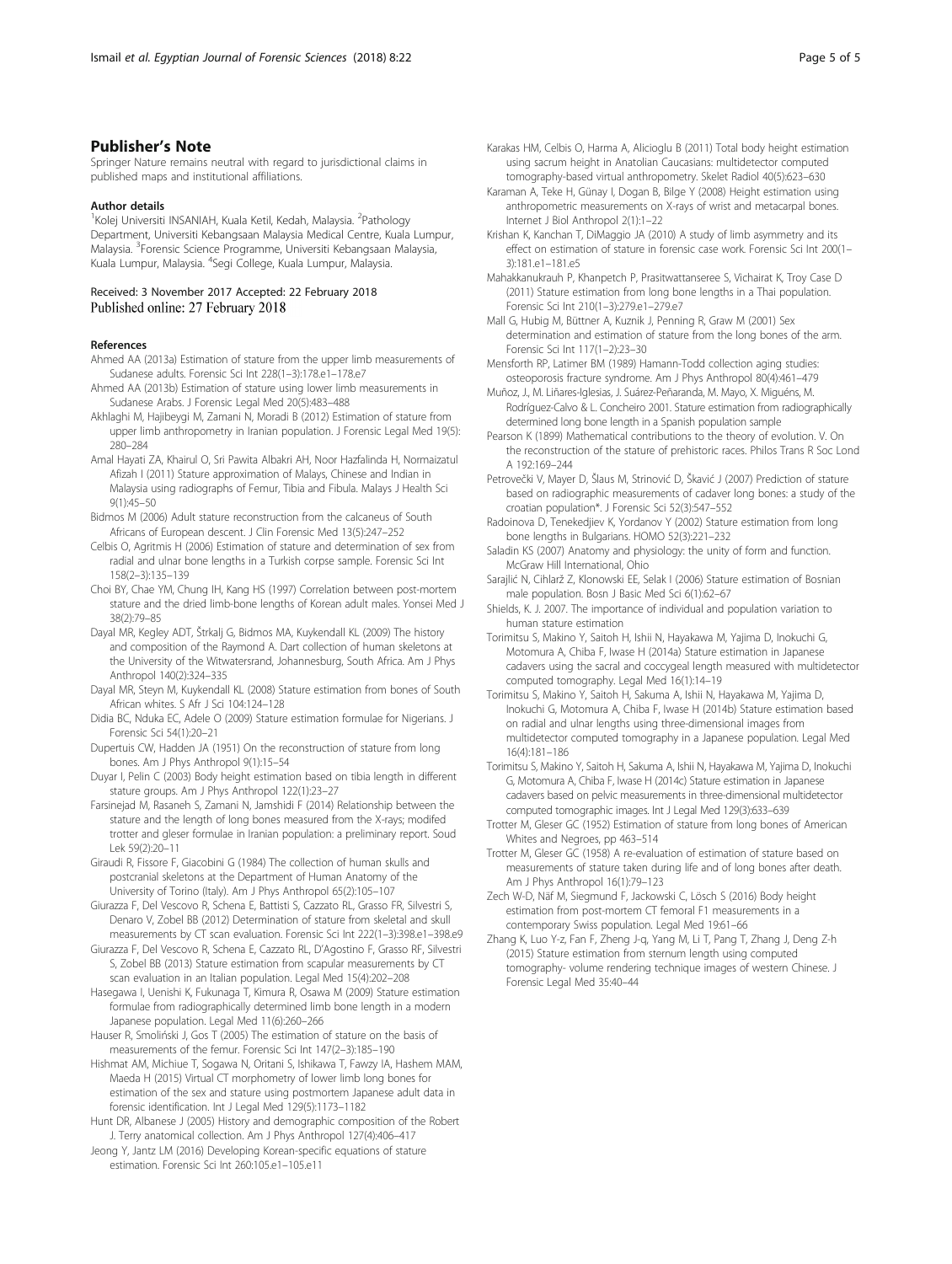## Publisher's Note

Springer Nature remains neutral with regard to jurisdictional claims in published maps and institutional affiliations.

### Author details

[1]Kolej Universiti INSANIAH, Kuala Ketil, Kedah, Malaysia. [2]Pathology Department, Universiti Kebangsaan Malaysia Medical Centre, Kuala Lumpur, Malaysia. [3]Forensic Science Programme, Universiti Kebangsaan Malaysia, Kuala Lumpur, Malaysia. [4]Segi College, Kuala Lumpur, Malaysia.

Received: 3 November 2017 Accepted: 22 February 2018
Published online: 27 February 2018

### References

- Ahmed AA (2013a) Estimation of stature from the upper limb measurements of Sudanese adults. Forensic Sci Int 228(1–3):178.e1–178.e7
- Ahmed AA (2013b) Estimation of stature using lower limb measurements in Sudanese Arabs. J Forensic Legal Med 20(5):483–488
- Akhlaghi M, Hajibeygi M, Zamani N, Moradi B (2012) Estimation of stature from upper limb anthropometry in Iranian population. J Forensic Legal Med 19(5): 280–284
- Amal Hayati ZA, Khairul O, Sri Pawita Albakri AH, Noor Hazfalinda H, Normaizatul Afizah I (2011) Stature approximation of Malays, Chinese and Indian in Malaysia using radiographs of Femur, Tibia and Fibula. Malays J Health Sci 9(1):45–50
- Bidmos M (2006) Adult stature reconstruction from the calcaneus of South Africans of European descent. J Clin Forensic Med 13(5):247–252
- Celbis O, Agritmis H (2006) Estimation of stature and determination of sex from radial and ulnar bone lengths in a Turkish corpse sample. Forensic Sci Int 158(2–3):135–139
- Choi BY, Chae YM, Chung IH, Kang HS (1997) Correlation between post-mortem stature and the dried limb-bone lengths of Korean adult males. Yonsei Med J 38(2):79–85
- Dayal MR, Kegley ADT, Štrkalj G, Bidmos MA, Kuykendall KL (2009) The history and composition of the Raymond A. Dart collection of human skeletons at the University of the Witwatersrand, Johannesburg, South Africa. Am J Phys Anthropol 140(2):324–335
- Dayal MR, Steyn M, Kuykendall KL (2008) Stature estimation from bones of South African whites. S Afr J Sci 104:124–128
- Didia BC, Nduka EC, Adele O (2009) Stature estimation formulae for Nigerians. J Forensic Sci 54(1):20–21
- Dupertuis CW, Hadden JA (1951) On the reconstruction of stature from long bones. Am J Phys Anthropol 9(1):15–54
- Duyar I, Pelin C (2003) Body height estimation based on tibia length in different stature groups. Am J Phys Anthropol 122(1):23–27
- Farsinejad M, Rasaneh S, Zamani N, Jamshidi F (2014) Relationship between the stature and the length of long bones measured from the X-rays; modifed trotter and gleser formulae in Iranian population: a preliminary report. Soud Lek 59(2):20–11
- Giraudi R, Fissore F, Giacobini G (1984) The collection of human skulls and postcranial skeletons at the Department of Human Anatomy of the University of Torino (Italy). Am J Phys Anthropol 65(2):105–107
- Giurazza F, Del Vescovo R, Schena E, Battisti S, Cazzato RL, Grasso FR, Silvestri S, Denaro V, Zobel BB (2012) Determination of stature from skeletal and skull measurements by CT scan evaluation. Forensic Sci Int 222(1–3):398.e1–398.e9
- Giurazza F, Del Vescovo R, Schena E, Cazzato RL, D'Agostino F, Grasso RF, Silvestri S, Zobel BB (2013) Stature estimation from scapular measurements by CT scan evaluation in an Italian population. Legal Med 15(4):202–208
- Hasegawa I, Uenishi K, Fukunaga T, Kimura R, Osawa M (2009) Stature estimation formulae from radiographically determined limb bone length in a modern Japanese population. Legal Med 11(6):260–266
- Hauser R, Smoliński J, Gos T (2005) The estimation of stature on the basis of measurements of the femur. Forensic Sci Int 147(2–3):185–190
- Hishmat AM, Michiue T, Sogawa N, Oritani S, Ishikawa T, Fawzy IA, Hashem MAM, Maeda H (2015) Virtual CT morphometry of lower limb long bones for estimation of the sex and stature using postmortem Japanese adult data in forensic identification. Int J Legal Med 129(5):1173–1182
- Hunt DR, Albanese J (2005) History and demographic composition of the Robert J. Terry anatomical collection. Am J Phys Anthropol 127(4):406–417
- Jeong Y, Jantz LM (2016) Developing Korean-specific equations of stature estimation. Forensic Sci Int 260:105.e1–105.e11
- Karakas HM, Celbis O, Harma A, Alicioglu B (2011) Total body height estimation using sacrum height in Anatolian Caucasians: multidetector computed tomography-based virtual anthropometry. Skelet Radiol 40(5):623–630
- Karaman A, Teke H, Günay I, Dogan B, Bilge Y (2008) Height estimation using anthropometric measurements on X-rays of wrist and metacarpal bones. Internet J Biol Anthropol 2(1):1–22
- Krishan K, Kanchan T, DiMaggio JA (2010) A study of limb asymmetry and its effect on estimation of stature in forensic case work. Forensic Sci Int 200(1–3):181.e1–181.e5
- Mahakkanukrauh P, Khanpetch P, Prasitwattanseree S, Vichairat K, Troy Case D (2011) Stature estimation from long bone lengths in a Thai population. Forensic Sci Int 210(1–3):279.e1–279.e7
- Mall G, Hubig M, Büttner A, Kuznik J, Penning R, Graw M (2001) Sex determination and estimation of stature from the long bones of the arm. Forensic Sci Int 117(1–2):23–30
- Mensforth RP, Latimer BM (1989) Hamann-Todd collection aging studies: osteoporosis fracture syndrome. Am J Phys Anthropol 80(4):461–479
- Muñoz, J., M. Liñares-Iglesias, J. Suárez-Peñaranda, M. Mayo, X. Miguéns, M. Rodríguez-Calvo & L. Concheiro 2001. Stature estimation from radiographically determined long bone length in a Spanish population sample
- Pearson K (1899) Mathematical contributions to the theory of evolution. V. On the reconstruction of the stature of prehistoric races. Philos Trans R Soc Lond A 192:169–244
- Petrovečki V, Mayer D, Šlaus M, Strinović D, Škavić J (2007) Prediction of stature based on radiographic measurements of cadaver long bones: a study of the croatian population*. J Forensic Sci 52(3):547–552
- Radoinova D, Tenekedjiev K, Yordanov Y (2002) Stature estimation from long bone lengths in Bulgarians. HOMO 52(3):221–232
- Saladin KS (2007) Anatomy and physiology: the unity of form and function. McGraw Hill International, Ohio
- Sarajlić N, Cihlarž Z, Klonowski EE, Selak I (2006) Stature estimation of Bosnian male population. Bosn J Basic Med Sci 6(1):62–67
- Shields, K. J. 2007. The importance of individual and population variation to human stature estimation
- Torimitsu S, Makino Y, Saitoh H, Ishii N, Hayakawa M, Yajima D, Inokuchi G, Motomura A, Chiba F, Iwase H (2014a) Stature estimation in Japanese cadavers using the sacral and coccygeal length measured with multidetector computed tomography. Legal Med 16(1):14–19
- Torimitsu S, Makino Y, Saitoh H, Sakuma A, Ishii N, Hayakawa M, Yajima D, Inokuchi G, Motomura A, Chiba F, Iwase H (2014b) Stature estimation based on radial and ulnar lengths using three-dimensional images from multidetector computed tomography in a Japanese population. Legal Med 16(4):181–186
- Torimitsu S, Makino Y, Saitoh H, Sakuma A, Ishii N, Hayakawa M, Yajima D, Inokuchi G, Motomura A, Chiba F, Iwase H (2014c) Stature estimation in Japanese cadavers based on pelvic measurements in three-dimensional multidetector computed tomographic images. Int J Legal Med 129(3):633–639
- Trotter M, Gleser GC (1952) Estimation of stature from long bones of American Whites and Negroes, pp 463–514
- Trotter M, Gleser GC (1958) A re-evaluation of estimation of stature based on measurements of stature taken during life and of long bones after death. Am J Phys Anthropol 16(1):79–123
- Zech W-D, Näf M, Siegmund F, Jackowski C, Lösch S (2016) Body height estimation from post-mortem CT femoral F1 measurements in a contemporary Swiss population. Legal Med 19:61–66
- Zhang K, Luo Y-z, Fan F, Zheng J-q, Yang M, Li T, Pang T, Zhang J, Deng Z-h (2015) Stature estimation from sternum length using computed tomography- volume rendering technique images of western Chinese. J Forensic Legal Med 35:40–44